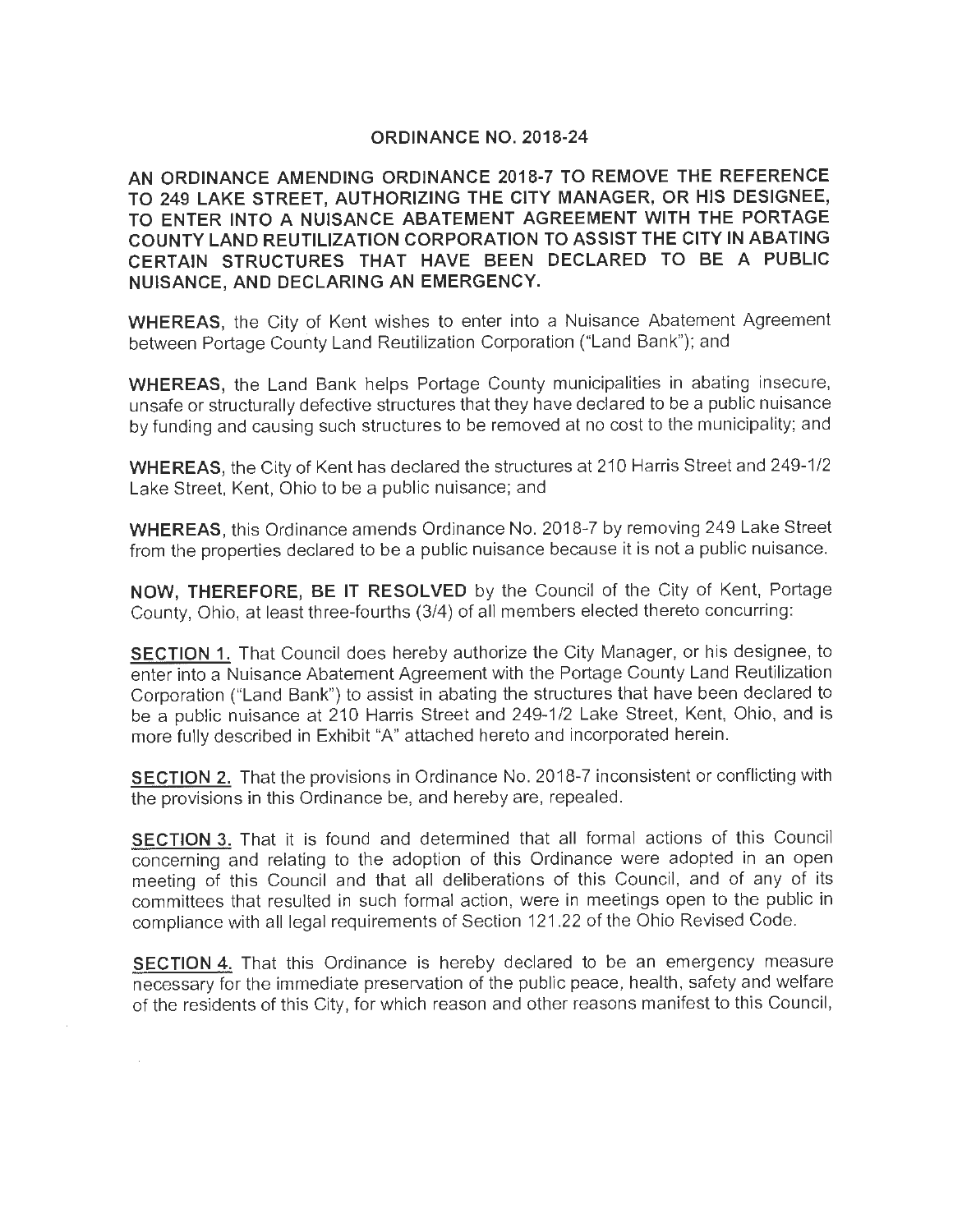# ORDINANCE NO. 2018-24

**AN ORDINANCE AMENDING ORDINANCE 2018-7 TO REMOVE THE REFERENCE TO 249 LAKE STREET, AUTHORIZING THE CITY MANAGER, OR HIS DESIGNEE, TO ENTER INTO A NUISANCE ABATEMENT AGREEMENT WITH THE PORTAGE COUNTY LAND REUTILIZATION CORPORATION TO ASSIST THE CITY IN ABATING CERTAIN STRUCTURES THAT HAVE BEEN DECLARED TO BE A PUBLIC NUISANCE, AND DECLARING AN EMERGENCY.**

**WHEREAS,** the City of Kent wishes to enter into a Nuisance Abatement Agreement between Portage County Land Reutilization Corporation ("Land Bank"); and

**WHEREAS,** the Land Bank helps Portage County municipalities in abating insecure, unsafe or structurally defective structures that they have declared to be a public nuisance by funding and causing such structures to be removed at no cost to the municipality; and

**WHEREAS,** the City of Kent has declared the structures at 210 Harris Street and 249-1/2 Lake Street, Kent, Ohio to be a public nuisance; and

**WHEREAS,** this Ordinance amends Ordinance No. 2018-7 by removing 249 Lake Street from the properties declared to be a public nuisance because it is not a public nuisance.

**NOW, THEREFORE, BE IT RESOLVED** by the Council of the City of Kent, Portage County, Ohio, at least three-fourths (3/4) of all members elected thereto concurring:

**SECTION 1.** That Council does hereby authorize the City Manager, or his designee, to enter into a Nuisance Abatement Agreement with the Portage County Land Reutilization Corporation ("Land Bank") to assist in abating the structures that have been declared to be a public nuisance at 210 Harris Street and 249-1/2 Lake Street, Kent, Ohio, and is more fully described in Exhibit "A" attached hereto and incorporated herein.

**SECTION 2.** That the provisions in Ordinance No. 2018-7 inconsistent or conflicting with the provisions in this Ordinance be, and hereby are, repealed.

**SECTION 3.** That it is found and determined that all formal actions of this Council concerning and relating to the adoption of this Ordinance were adopted in an open meeting of this Council and that all deliberations of this Council, and of any of its committees that resulted in such formal action, were in meetings open to the public in compliance with all legal requirements of Section 121.22 of the Ohio Revised Code.

**SECTION 4.** That this Ordinance is hereby declared to be an emergency measure necessary for the immediate preservation of the public peace, health, safety and welfare of the residents of this City, for which reason and other reasons manifest to this Council,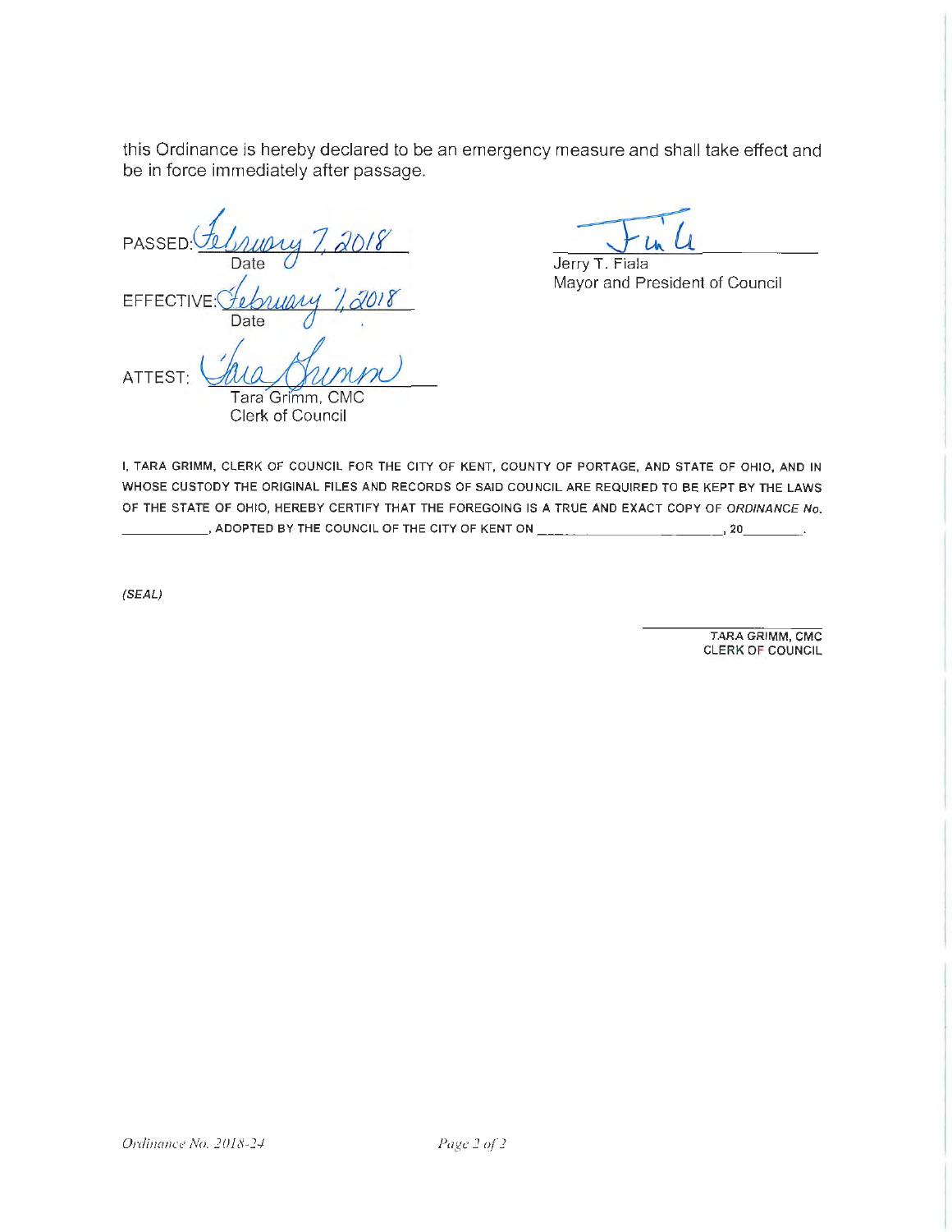this Ordinance is hereby declared to be an emergency measure and shall take effect and be in force immediately after passage.

PASSED: February 7, 2018
Date

EFFECTIVE: February 7, 2018
Date

ATTEST: Tara Grimm
Tara Grimm, CMC
Clerk of Council

Jerry T. Fiala
Mayor and President of Council

I, TARA GRIMM, CLERK OF COUNCIL FOR THE CITY OF KENT, COUNTY OF PORTAGE, AND STATE OF OHIO, AND IN WHOSE CUSTODY THE ORIGINAL FILES AND RECORDS OF SAID COUNCIL ARE REQUIRED TO BE KEPT BY THE LAWS OF THE STATE OF OHIO, HEREBY CERTIFY THAT THE FOREGOING IS A TRUE AND EXACT COPY OF *ORDINANCE No.* __________, ADOPTED BY THE COUNCIL OF THE CITY OF KENT ON ____________________, 20________.

*(SEAL)*

TARA GRIMM, CMC
CLERK OF COUNCIL

*Ordinance No. 2018-24*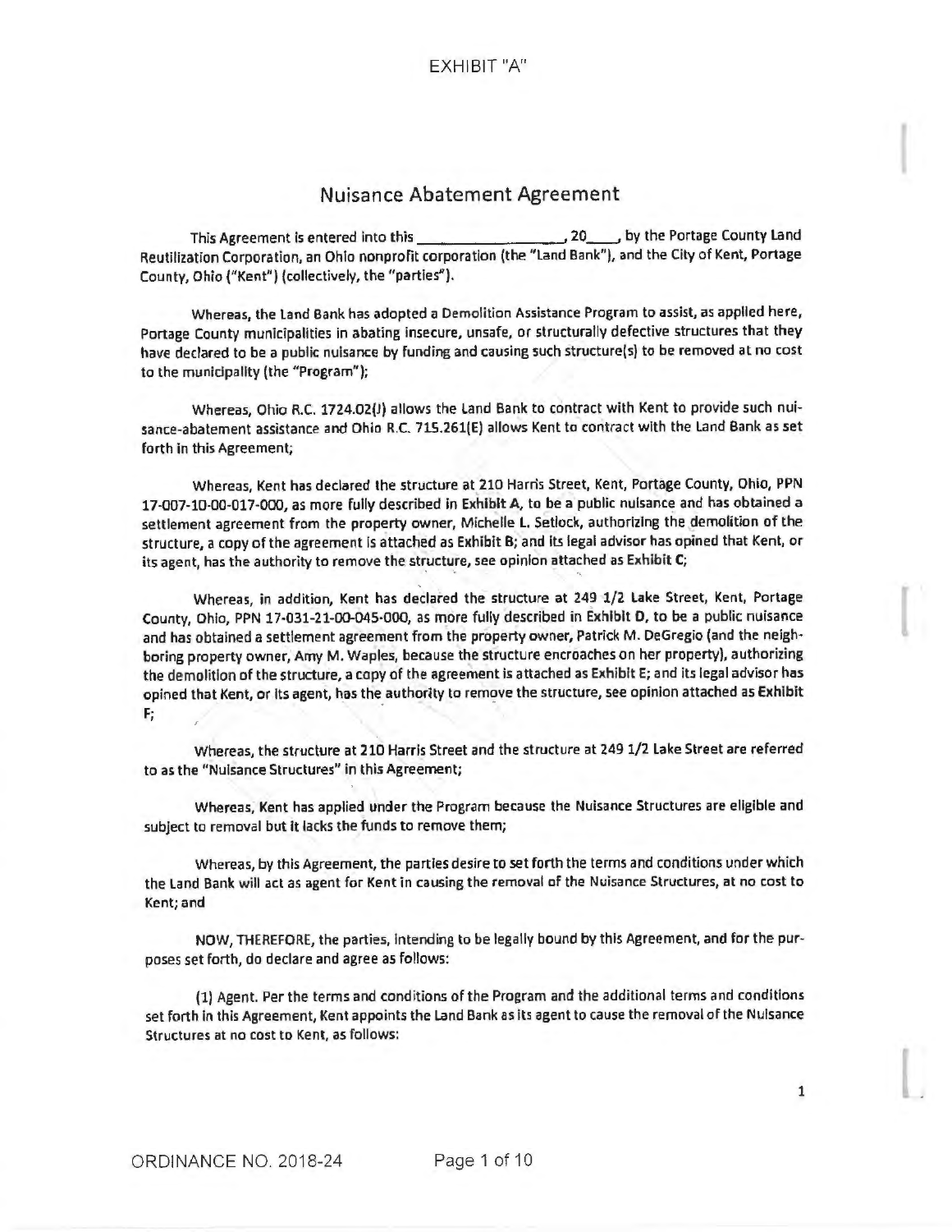EXHIBIT "A"

# Nuisance Abatement Agreement

This Agreement is entered into this \_\_\_\_\_\_\_\_\_\_\_\_\_\_\_\_\_\_, 20\_\_\_\_, by the Portage County Land Reutilization Corporation, an Ohio nonprofit corporation (the "Land Bank"), and the City of Kent, Portage County, Ohio ("Kent") (collectively, the "parties").

Whereas, the Land Bank has adopted a Demolition Assistance Program to assist, as applied here, Portage County municipalities in abating insecure, unsafe, or structurally defective structures that they have declared to be a public nuisance by funding and causing such structure(s) to be removed at no cost to the municipality (the "Program");

Whereas, Ohio R.C. 1724.02(J) allows the Land Bank to contract with Kent to provide such nuisance-abatement assistance and Ohio R.C. 715.261(E) allows Kent to contract with the Land Bank as set forth in this Agreement;

Whereas, Kent has declared the structure at 210 Harris Street, Kent, Portage County, Ohio, PPN 17-007-10-00-017-000, as more fully described in **Exhibit A**, to be a public nuisance and has obtained a settlement agreement from the property owner, Michelle L. Setlock, authorizing the demolition of the structure, a copy of the agreement is attached as **Exhibit B**; and its legal advisor has opined that Kent, or its agent, has the authority to remove the structure, see opinion attached as **Exhibit C**;

Whereas, in addition, Kent has declared the structure at 249 1/2 Lake Street, Kent, Portage County, Ohio, PPN 17-031-21-00-045-000, as more fully described in **Exhibit D**, to be a public nuisance and has obtained a settlement agreement from the property owner, Patrick M. DeGregio (and the neighboring property owner, Amy M. Waples, because the structure encroaches on her property), authorizing the demolition of the structure, a copy of the agreement is attached as **Exhibit E**; and its legal advisor has opined that Kent, or its agent, has the authority to remove the structure, see opinion attached as **Exhibit F**;

Whereas, the structure at 210 Harris Street and the structure at 249 1/2 Lake Street are referred to as the "Nuisance Structures" in this Agreement;

Whereas, Kent has applied under the Program because the Nuisance Structures are eligible and subject to removal but it lacks the funds to remove them;

Whereas, by this Agreement, the parties desire to set forth the terms and conditions under which the Land Bank will act as agent for Kent in causing the removal of the Nuisance Structures, at no cost to Kent; and

NOW, THEREFORE, the parties, intending to be legally bound by this Agreement, and for the purposes set forth, do declare and agree as follows:

(1) Agent. Per the terms and conditions of the Program and the additional terms and conditions set forth in this Agreement, Kent appoints the Land Bank as its agent to cause the removal of the Nuisance Structures at no cost to Kent, as follows:

ORDINANCE NO. 2018-24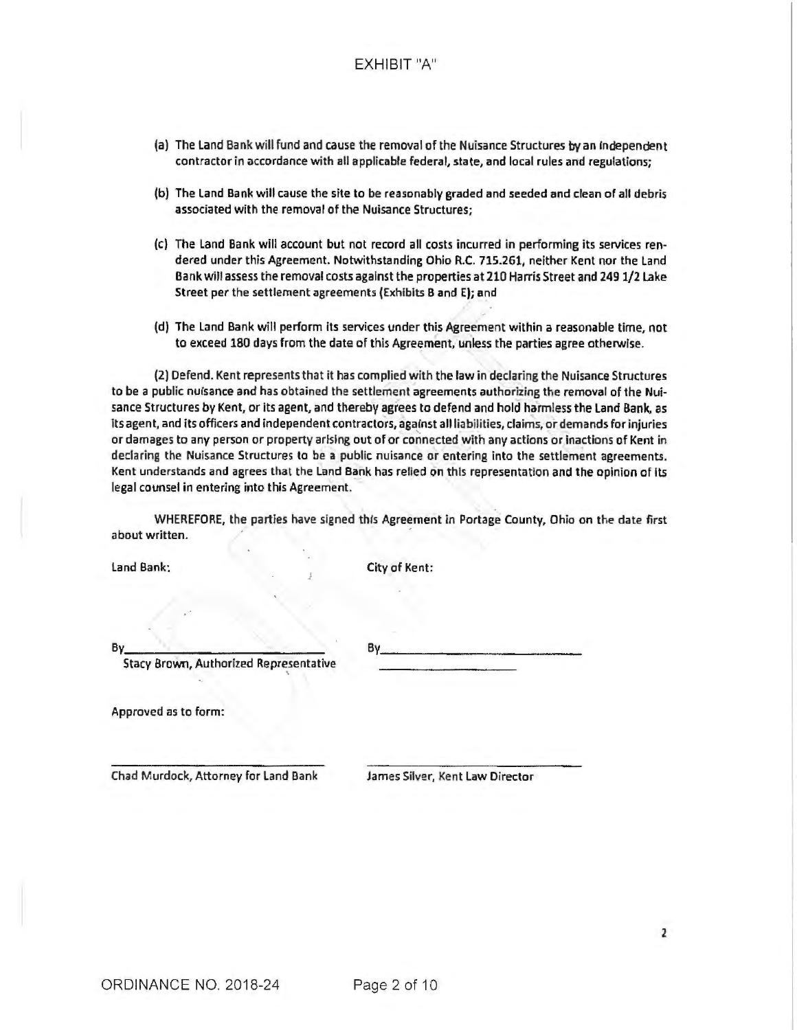EXHIBIT "A"

(a) The Land Bank will fund and cause the removal of the Nuisance Structures by an independent contractor in accordance with all applicable federal, state, and local rules and regulations;

(b) The Land Bank will cause the site to be reasonably graded and seeded and clean of all debris associated with the removal of the Nuisance Structures;

(c) The Land Bank will account but not record all costs incurred in performing its services rendered under this Agreement. Notwithstanding Ohio R.C. 715.261, neither Kent nor the Land Bank will assess the removal costs against the properties at 210 Harris Street and 249 1/2 Lake Street per the settlement agreements (Exhibits B and E); and

(d) The Land Bank will perform its services under this Agreement within a reasonable time, not to exceed 180 days from the date of this Agreement, unless the parties agree otherwise.

(2) Defend. Kent represents that it has complied with the law in declaring the Nuisance Structures to be a public nuisance and has obtained the settlement agreements authorizing the removal of the Nuisance Structures by Kent, or its agent, and thereby agrees to defend and hold harmless the Land Bank, as its agent, and its officers and independent contractors, against all liabilities, claims, or demands for injuries or damages to any person or property arising out of or connected with any actions or inactions of Kent in declaring the Nuisance Structures to be a public nuisance or entering into the settlement agreements. Kent understands and agrees that the Land Bank has relied on this representation and the opinion of its legal counsel in entering into this Agreement.

WHEREFORE, the parties have signed this Agreement in Portage County, Ohio on the date first about written.

| Land Bank: | City of Kent: |
|---|---|
| By_______________ | By_______________ |
| Stacy Brown, Authorized Representative | _______________ |

Approved as to form:

| _______________ | _______________ |
|---|---|
| Chad Murdock, Attorney for Land Bank | James Silver, Kent Law Director |

ORDINANCE NO. 2018-24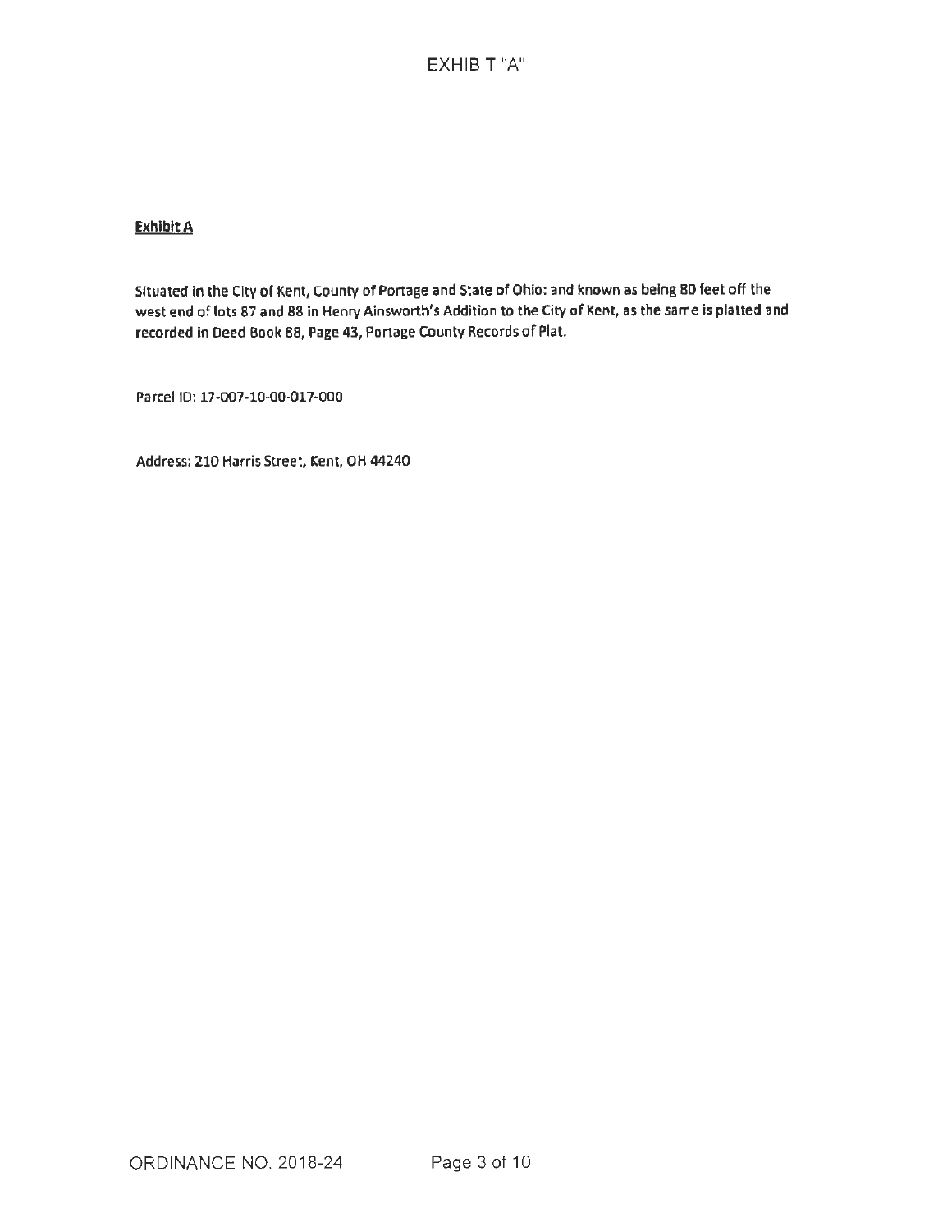# EXHIBIT "A"

**Exhibit A**

Situated in the City of Kent, County of Portage and State of Ohio: and known as being 80 feet off the west end of lots 87 and 88 in Henry Ainsworth's Addition to the City of Kent, as the same is platted and recorded in Deed Book 88, Page 43, Portage County Records of Plat.

Parcel ID: 17-007-10-00-017-000

Address: 210 Harris Street, Kent, OH 44240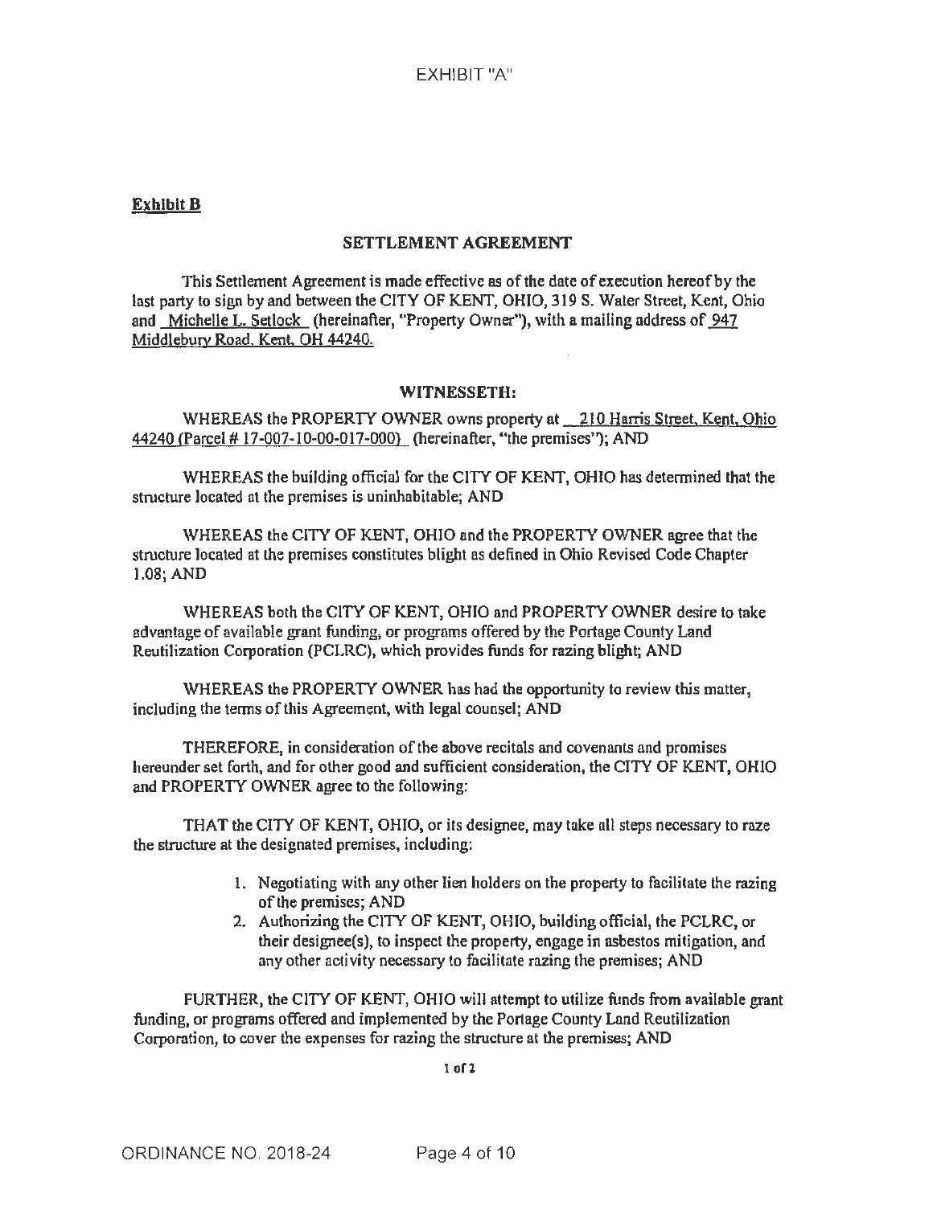EXHIBIT "A"

**Exhibit B**

## SETTLEMENT AGREEMENT

This Settlement Agreement is made effective as of the date of execution hereof by the last party to sign by and between the CITY OF KENT, OHIO, 319 S. Water Street, Kent, Ohio and Michelle L. Setlock (hereinafter, "Property Owner"), with a mailing address of 947 Middlebury Road, Kent, OH 44240.

### WITNESSETH:

WHEREAS the PROPERTY OWNER owns property at 210 Harris Street, Kent, Ohio 44240 (Parcel # 17-007-10-00-017-000) (hereinafter, "the premises"); AND

WHEREAS the building official for the CITY OF KENT, OHIO has determined that the structure located at the premises is uninhabitable; AND

WHEREAS the CITY OF KENT, OHIO and the PROPERTY OWNER agree that the structure located at the premises constitutes blight as defined in Ohio Revised Code Chapter 1.08; AND

WHEREAS both the CITY OF KENT, OHIO and PROPERTY OWNER desire to take advantage of available grant funding, or programs offered by the Portage County Land Reutilization Corporation (PCLRC), which provides funds for razing blight; AND

WHEREAS the PROPERTY OWNER has had the opportunity to review this matter, including the terms of this Agreement, with legal counsel; AND

THEREFORE, in consideration of the above recitals and covenants and promises hereunder set forth, and for other good and sufficient consideration, the CITY OF KENT, OHIO and PROPERTY OWNER agree to the following:

THAT the CITY OF KENT, OHIO, or its designee, may take all steps necessary to raze the structure at the designated premises, including:

1. Negotiating with any other lien holders on the property to facilitate the razing of the premises; AND
2. Authorizing the CITY OF KENT, OHIO, building official, the PCLRC, or their designee(s), to inspect the property, engage in asbestos mitigation, and any other activity necessary to facilitate razing the premises; AND

FURTHER, the CITY OF KENT, OHIO will attempt to utilize funds from available grant funding, or programs offered and implemented by the Portage County Land Reutilization Corporation, to cover the expenses for razing the structure at the premises; AND

1 of 2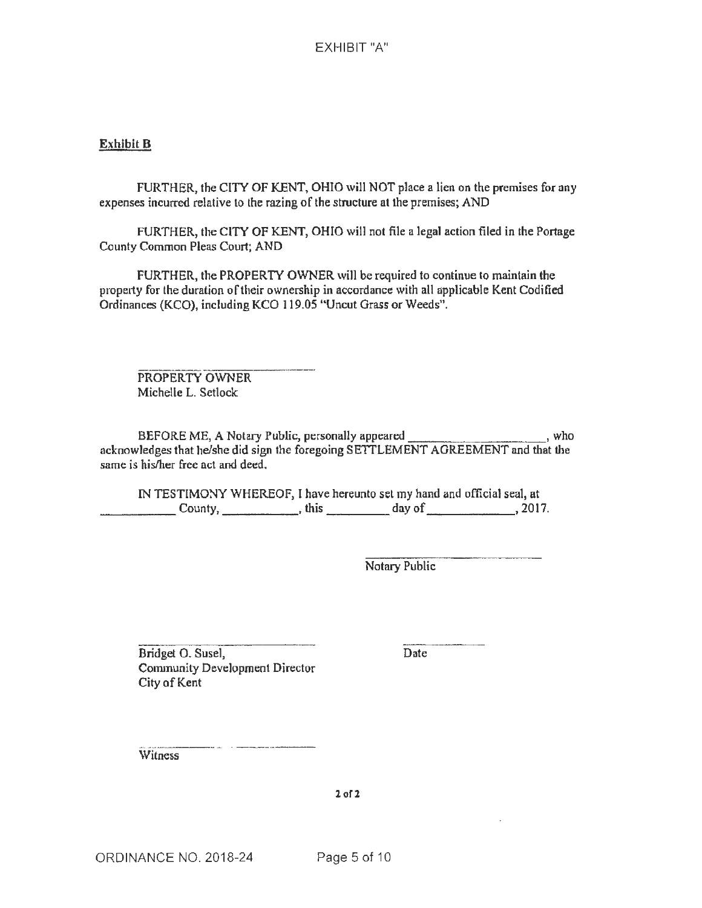EXHIBIT "A"

**Exhibit B**

FURTHER, the CITY OF KENT, OHIO will NOT place a lien on the premises for any expenses incurred relative to the razing of the structure at the premises; AND

FURTHER, the CITY OF KENT, OHIO will not file a legal action filed in the Portage County Common Pleas Court; AND

FURTHER, the PROPERTY OWNER will be required to continue to maintain the property for the duration of their ownership in accordance with all applicable Kent Codified Ordinances (KCO), including KCO 119.05 "Uncut Grass or Weeds".

\_\_\_\_\_\_\_\_\_\_\_\_\_\_\_\_\_\_\_\_\_\_\_\_\_\_\_\_
PROPERTY OWNER
Michelle L. Setlock

BEFORE ME, A Notary Public, personally appeared \_\_\_\_\_\_\_\_\_\_\_\_\_\_\_\_\_\_\_\_\_\_, who acknowledges that he/she did sign the foregoing SETTLEMENT AGREEMENT and that the same is his/her free act and deed.

IN TESTIMONY WHEREOF, I have hereunto set my hand and official seal, at \_\_\_\_\_\_\_\_\_\_\_\_ County, \_\_\_\_\_\_\_\_\_\_\_\_, this \_\_\_\_\_\_\_\_\_\_ day of \_\_\_\_\_\_\_\_\_\_\_\_\_\_, 2017.

\_\_\_\_\_\_\_\_\_\_\_\_\_\_\_\_\_\_\_\_\_\_\_\_\_\_\_\_
Notary Public

\_\_\_\_\_\_\_\_\_\_\_\_\_\_\_\_\_\_\_\_\_\_\_\_\_\_\_\_ \_\_\_\_\_\_\_\_\_\_\_\_\_\_
Bridget O. Susel, Date
Community Development Director
City of Kent

\_\_\_\_\_\_\_\_\_\_\_\_\_\_\_\_\_\_\_\_\_\_\_\_\_\_\_\_
Witness

ORDINANCE NO. 2018-24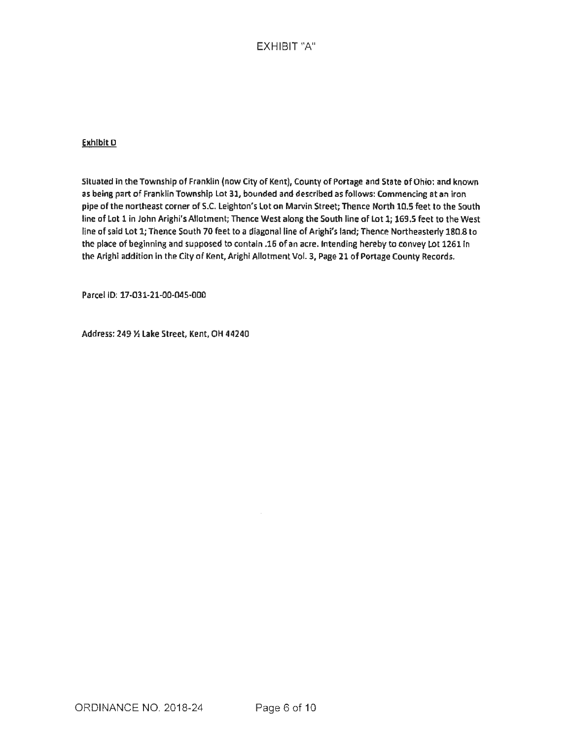# EXHIBIT "A"

**Exhibit D**

Situated in the Township of Franklin (now City of Kent), County of Portage and State of Ohio: and known as being part of Franklin Township Lot 31, bounded and described as follows: Commencing at an iron pipe of the northeast corner of S.C. Leighton's Lot on Marvin Street; Thence North 10.5 feet to the South line of Lot 1 in John Arighi's Allotment; Thence West along the South line of Lot 1; 169.5 feet to the West line of said Lot 1; Thence South 70 feet to a diagonal line of Arighi's land; Thence Northeasterly 180.8 to the place of beginning and supposed to contain .16 of an acre. Intending hereby to convey Lot 1261 in the Arighi addition in the City of Kent, Arighi Allotment Vol. 3, Page 21 of Portage County Records.

Parcel ID: 17-031-21-00-045-000

Address: 249 ½ Lake Street, Kent, OH 44240

ORDINANCE NO. 2018-24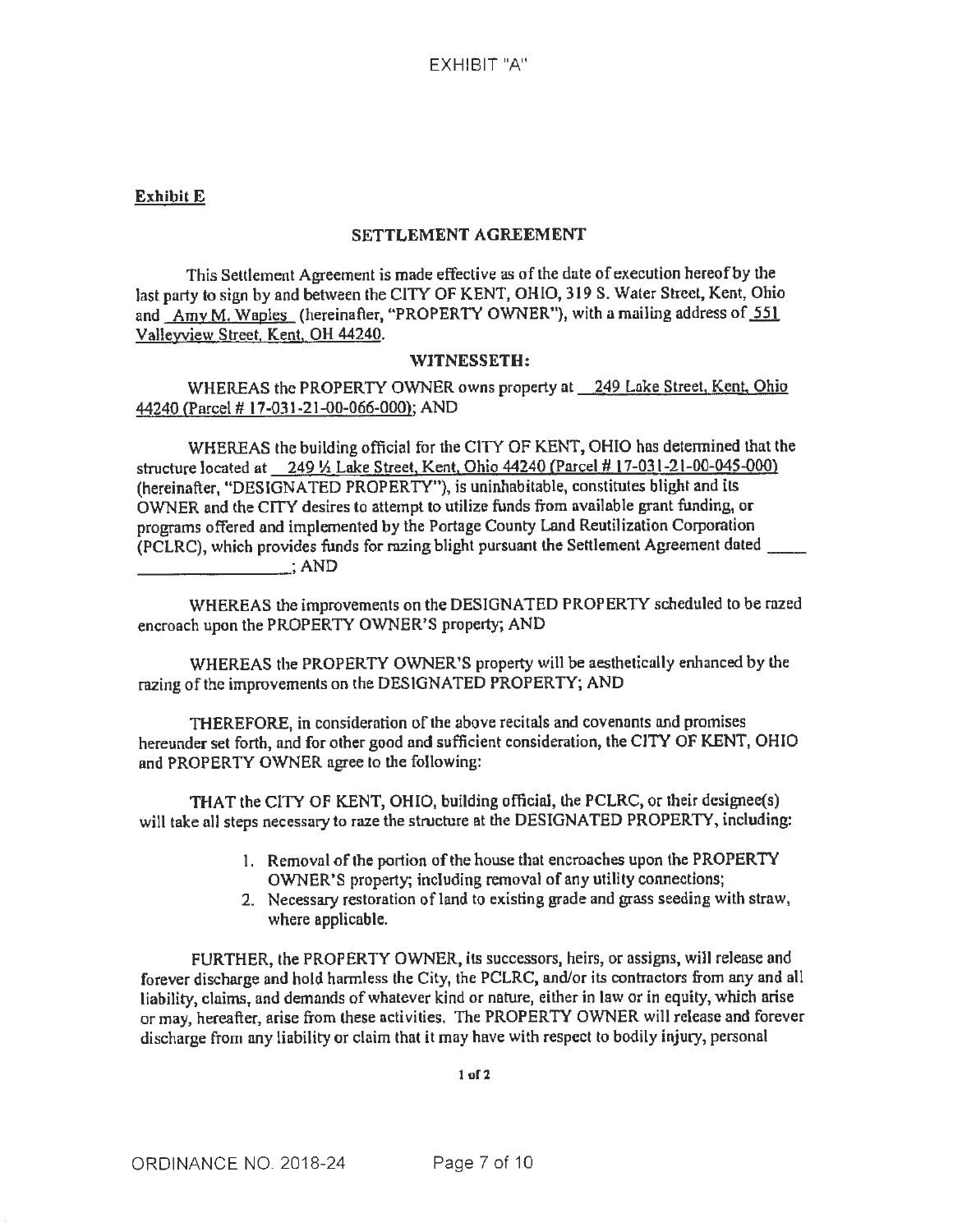EXHIBIT "A"

**Exhibit E**

**SETTLEMENT AGREEMENT**

This Settlement Agreement is made effective as of the date of execution hereof by the last party to sign by and between the CITY OF KENT, OHIO, 319 S. Water Street, Kent, Ohio and Amy M. Waples (hereinafter, "PROPERTY OWNER"), with a mailing address of 551 Valleyview Street, Kent, OH 44240.

**WITNESSETH:**

WHEREAS the PROPERTY OWNER owns property at 249 Lake Street, Kent, Ohio 44240 (Parcel # 17-031-21-00-066-000); AND

WHEREAS the building official for the CITY OF KENT, OHIO has determined that the structure located at 249 ½ Lake Street, Kent, Ohio 44240 (Parcel # 17-031-21-00-045-000) (hereinafter, "DESIGNATED PROPERTY"), is uninhabitable, constitutes blight and its OWNER and the CITY desires to attempt to utilize funds from available grant funding, or programs offered and implemented by the Portage County Land Reutilization Corporation (PCLRC), which provides funds for razing blight pursuant the Settlement Agreement dated ______________________; AND

WHEREAS the improvements on the DESIGNATED PROPERTY scheduled to be razed encroach upon the PROPERTY OWNER'S property; AND

WHEREAS the PROPERTY OWNER'S property will be aesthetically enhanced by the razing of the improvements on the DESIGNATED PROPERTY; AND

THEREFORE, in consideration of the above recitals and covenants and promises hereunder set forth, and for other good and sufficient consideration, the CITY OF KENT, OHIO and PROPERTY OWNER agree to the following:

THAT the CITY OF KENT, OHIO, building official, the PCLRC, or their designee(s) will take all steps necessary to raze the structure at the DESIGNATED PROPERTY, including:

1. Removal of the portion of the house that encroaches upon the PROPERTY OWNER'S property; including removal of any utility connections;
2. Necessary restoration of land to existing grade and grass seeding with straw, where applicable.

FURTHER, the PROPERTY OWNER, its successors, heirs, or assigns, will release and forever discharge and hold harmless the City, the PCLRC, and/or its contractors from any and all liability, claims, and demands of whatever kind or nature, either in law or in equity, which arise or may, hereafter, arise from these activities. The PROPERTY OWNER will release and forever discharge from any liability or claim that it may have with respect to bodily injury, personal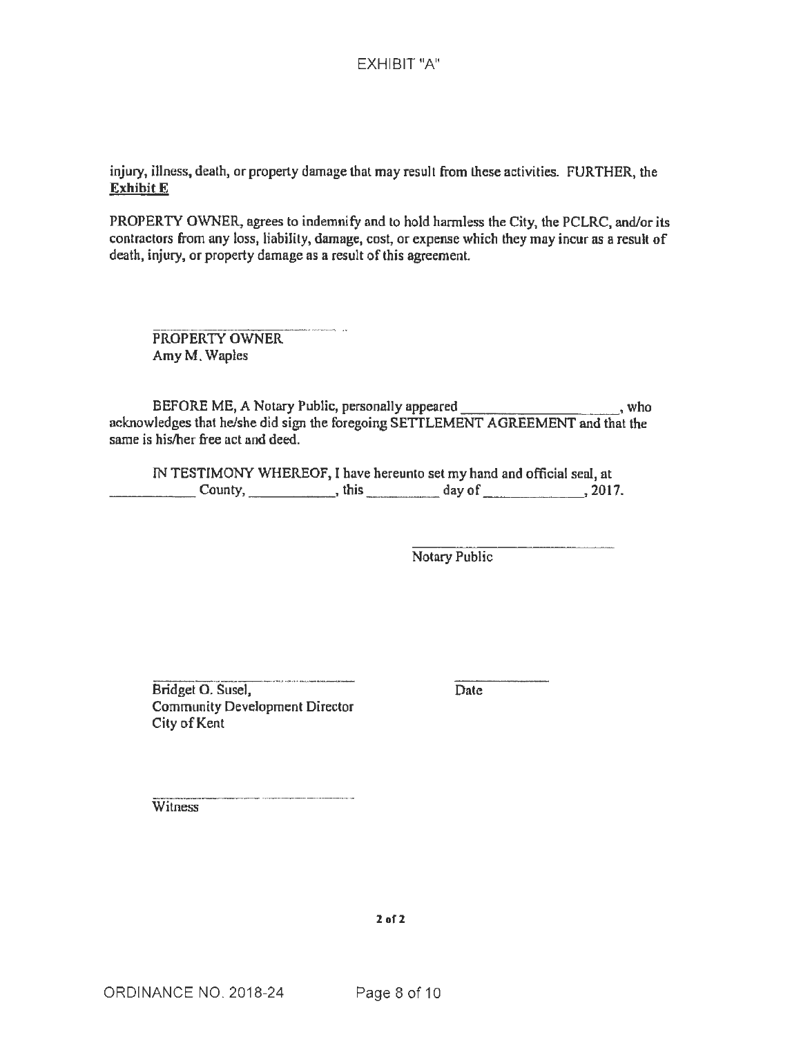EXHIBIT "A"

injury, illness, death, or property damage that may result from these activities. FURTHER, the **Exhibit E**

PROPERTY OWNER, agrees to indemnify and to hold harmless the City, the PCLRC, and/or its contractors from any loss, liability, damage, cost, or expense which they may incur as a result of death, injury, or property damage as a result of this agreement.

_______________________
PROPERTY OWNER
Amy M. Waples

BEFORE ME, A Notary Public, personally appeared ____________________, who acknowledges that he/she did sign the foregoing SETTLEMENT AGREEMENT and that the same is his/her free act and deed.

IN TESTIMONY WHEREOF, I have hereunto set my hand and official seal, at __________ County, __________, this __________ day of ____________, 2017.

_______________________
Notary Public

_______________________
Bridget O. Susel,
Community Development Director
City of Kent

_____________
Date

_______________________
Witness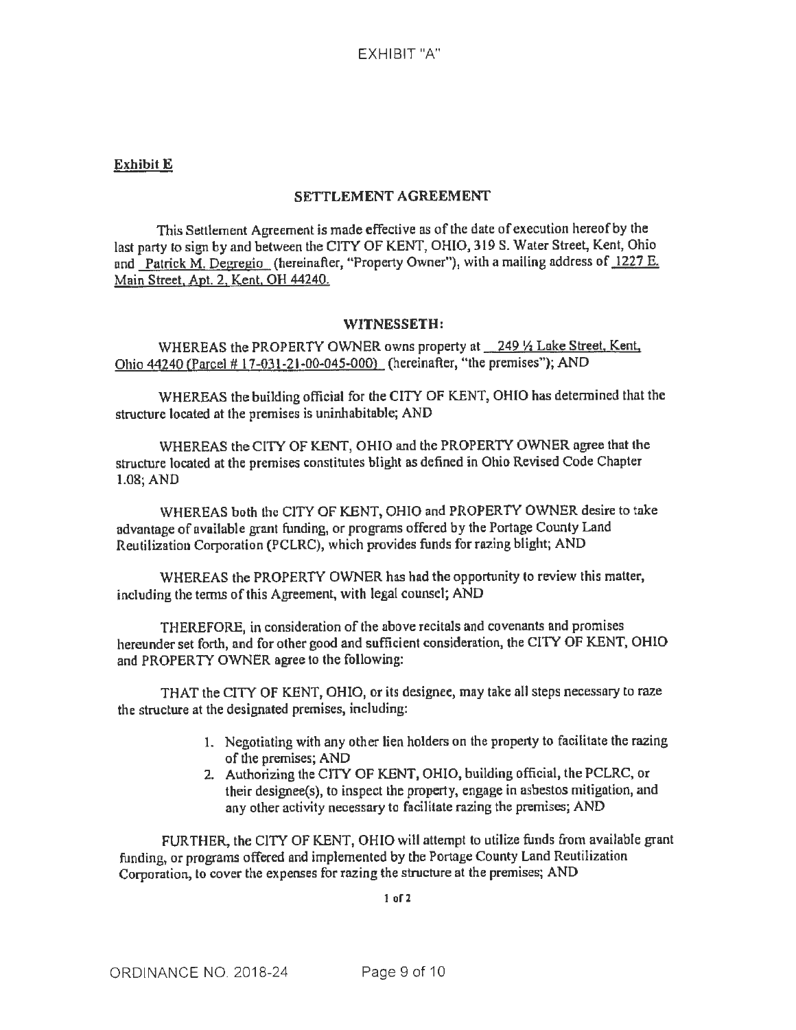EXHIBIT "A"

**Exhibit E**

**SETTLEMENT AGREEMENT**

This Settlement Agreement is made effective as of the date of execution hereof by the last party to sign by and between the CITY OF KENT, OHIO, 319 S. Water Street, Kent, Ohio and Patrick M. Degregio (hereinafter, "Property Owner"), with a mailing address of 1227 E. Main Street, Apt. 2, Kent, OH 44240.

**WITNESSETH:**

WHEREAS the PROPERTY OWNER owns property at 249 ½ Lake Street, Kent, Ohio 44240 (Parcel # 17-031-21-00-045-000) (hereinafter, "the premises"); AND

WHEREAS the building official for the CITY OF KENT, OHIO has determined that the structure located at the premises is uninhabitable; AND

WHEREAS the CITY OF KENT, OHIO and the PROPERTY OWNER agree that the structure located at the premises constitutes blight as defined in Ohio Revised Code Chapter 1.08; AND

WHEREAS both the CITY OF KENT, OHIO and PROPERTY OWNER desire to take advantage of available grant funding, or programs offered by the Portage County Land Reutilization Corporation (PCLRC), which provides funds for razing blight; AND

WHEREAS the PROPERTY OWNER has had the opportunity to review this matter, including the terms of this Agreement, with legal counsel; AND

THEREFORE, in consideration of the above recitals and covenants and promises hereunder set forth, and for other good and sufficient consideration, the CITY OF KENT, OHIO and PROPERTY OWNER agree to the following:

THAT the CITY OF KENT, OHIO, or its designee, may take all steps necessary to raze the structure at the designated premises, including:

1. Negotiating with any other lien holders on the property to facilitate the razing of the premises; AND
2. Authorizing the CITY OF KENT, OHIO, building official, the PCLRC, or their designee(s), to inspect the property, engage in asbestos mitigation, and any other activity necessary to facilitate razing the premises; AND

FURTHER, the CITY OF KENT, OHIO will attempt to utilize funds from available grant funding, or programs offered and implemented by the Portage County Land Reutilization Corporation, to cover the expenses for razing the structure at the premises; AND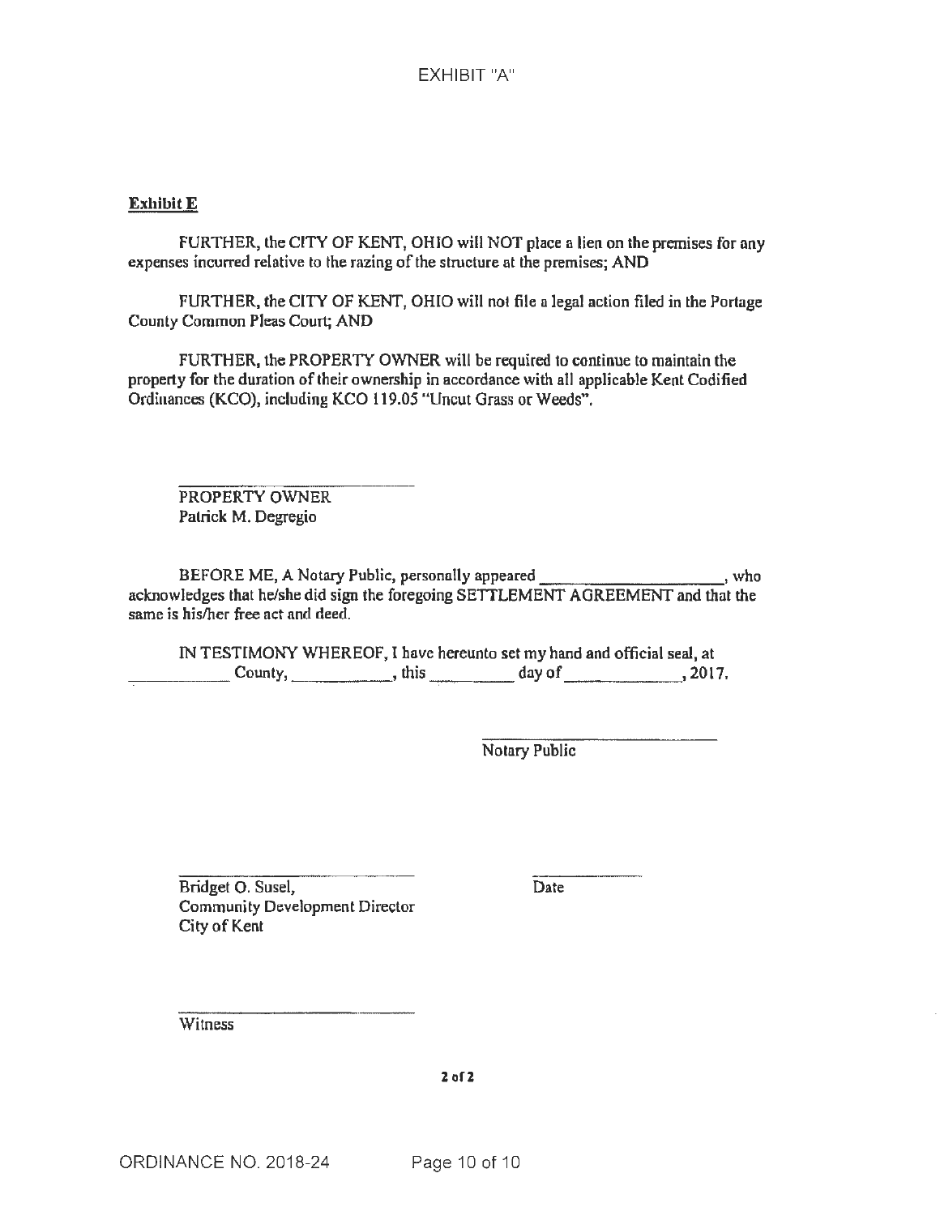EXHIBIT "A"

**Exhibit E**

FURTHER, the CITY OF KENT, OHIO will NOT place a lien on the premises for any expenses incurred relative to the razing of the structure at the premises; AND

FURTHER, the CITY OF KENT, OHIO will not file a legal action filed in the Portage County Common Pleas Court; AND

FURTHER, the PROPERTY OWNER will be required to continue to maintain the property for the duration of their ownership in accordance with all applicable Kent Codified Ordinances (KCO), including KCO 119.05 "Uncut Grass or Weeds".

\_\_\_\_\_\_\_\_\_\_\_\_\_\_\_\_\_\_\_\_\_\_\_\_\_\_

PROPERTY OWNER
Patrick M. Degregio

BEFORE ME, A Notary Public, personally appeared \_\_\_\_\_\_\_\_\_\_\_\_\_\_\_\_\_\_\_\_, who acknowledges that he/she did sign the foregoing SETTLEMENT AGREEMENT and that the same is his/her free act and deed.

IN TESTIMONY WHEREOF, I have hereunto set my hand and official seal, at \_\_\_\_\_\_\_\_\_\_ County, \_\_\_\_\_\_\_\_\_\_, this \_\_\_\_\_\_\_\_\_ day of \_\_\_\_\_\_\_\_\_\_\_\_, 2017.

\_\_\_\_\_\_\_\_\_\_\_\_\_\_\_\_\_\_\_\_\_\_\_\_\_\_

Notary Public

\_\_\_\_\_\_\_\_\_\_\_\_\_\_\_\_\_\_\_\_\_\_\_\_\_\_ \_\_\_\_\_\_\_\_\_\_

Bridget O. Susel, Date
Community Development Director
City of Kent

\_\_\_\_\_\_\_\_\_\_\_\_\_\_\_\_\_\_\_\_\_\_\_\_\_\_

Witness